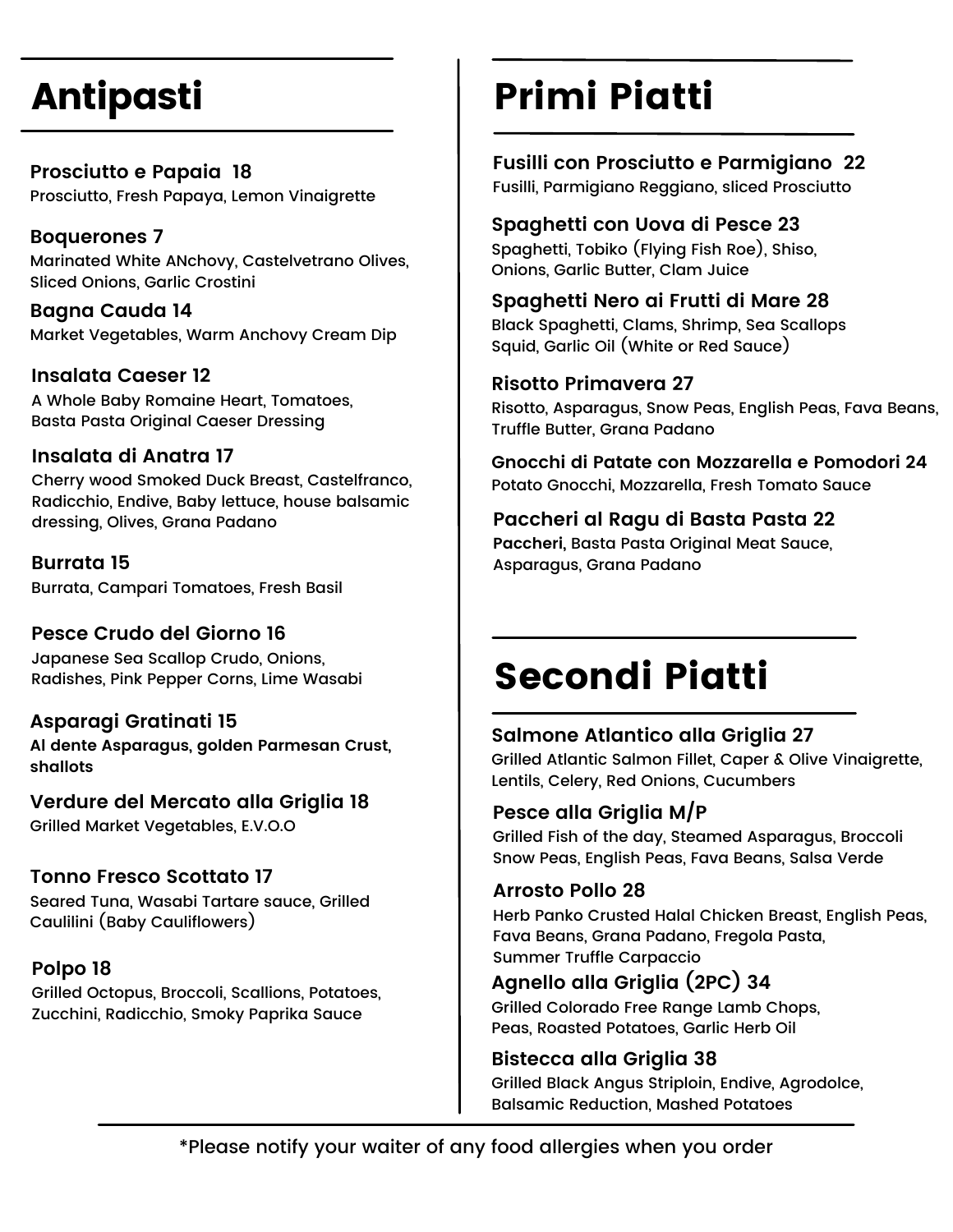## Antipasti

**Prosciutto e Papaia 18**
Prosciutto, Fresh Papaya, Lemon Vinaigrette

**Boquerones 7**
Marinated White ANchovy, Castelvetrano Olives, Sliced Onions, Garlic Crostini

**Bagna Cauda 14**
Market Vegetables, Warm Anchovy Cream Dip

**Insalata Caeser 12**
A Whole Baby Romaine Heart, Tomatoes, Basta Pasta Original Caeser Dressing

**Insalata di Anatra 17**
Cherry wood Smoked Duck Breast, Castelfranco, Radicchio, Endive, Baby lettuce, house balsamic dressing, Olives, Grana Padano

**Burrata 15**
Burrata, Campari Tomatoes, Fresh Basil

**Pesce Crudo del Giorno 16**
Japanese Sea Scallop Crudo, Onions, Radishes, Pink Pepper Corns, Lime Wasabi

**Asparagi Gratinati 15**
**Al dente Asparagus, golden Parmesan Crust, shallots**

**Verdure del Mercato alla Griglia 18**
Grilled Market Vegetables, E.V.O.O

**Tonno Fresco Scottato 17**
Seared Tuna, Wasabi Tartare sauce, Grilled Caulilini (Baby Cauliflowers)

**Polpo 18**
Grilled Octopus, Broccoli, Scallions, Potatoes, Zucchini, Radicchio, Smoky Paprika Sauce

## Primi Piatti

**Fusilli con Prosciutto e Parmigiano 22**
Fusilli, Parmigiano Reggiano, sliced Prosciutto

**Spaghetti con Uova di Pesce 23**
Spaghetti, Tobiko (Flying Fish Roe), Shiso, Onions, Garlic Butter, Clam Juice

**Spaghetti Nero ai Frutti di Mare 28**
Black Spaghetti, Clams, Shrimp, Sea Scallops Squid, Garlic Oil (White or Red Sauce)

**Risotto Primavera 27**
Risotto, Asparagus, Snow Peas, English Peas, Fava Beans, Truffle Butter, Grana Padano

**Gnocchi di Patate con Mozzarella e Pomodori 24**
Potato Gnocchi, Mozzarella, Fresh Tomato Sauce

**Paccheri al Ragu di Basta Pasta 22**
**Paccheri,** Basta Pasta Original Meat Sauce, Asparagus, Grana Padano

## Secondi Piatti

**Salmone Atlantico alla Griglia 27**
Grilled Atlantic Salmon Fillet, Caper & Olive Vinaigrette, Lentils, Celery, Red Onions, Cucumbers

**Pesce alla Griglia M/P**
Grilled Fish of the day, Steamed Asparagus, Broccoli Snow Peas, English Peas, Fava Beans, Salsa Verde

**Arrosto Pollo 28**
Herb Panko Crusted Halal Chicken Breast, English Peas, Fava Beans, Grana Padano, Fregola Pasta, Summer Truffle Carpaccio

**Agnello alla Griglia (2PC) 34**
Grilled Colorado Free Range Lamb Chops, Peas, Roasted Potatoes, Garlic Herb Oil

**Bistecca alla Griglia 38**
Grilled Black Angus Striploin, Endive, Agrodolce, Balsamic Reduction, Mashed Potatoes

*Please notify your waiter of any food allergies when you order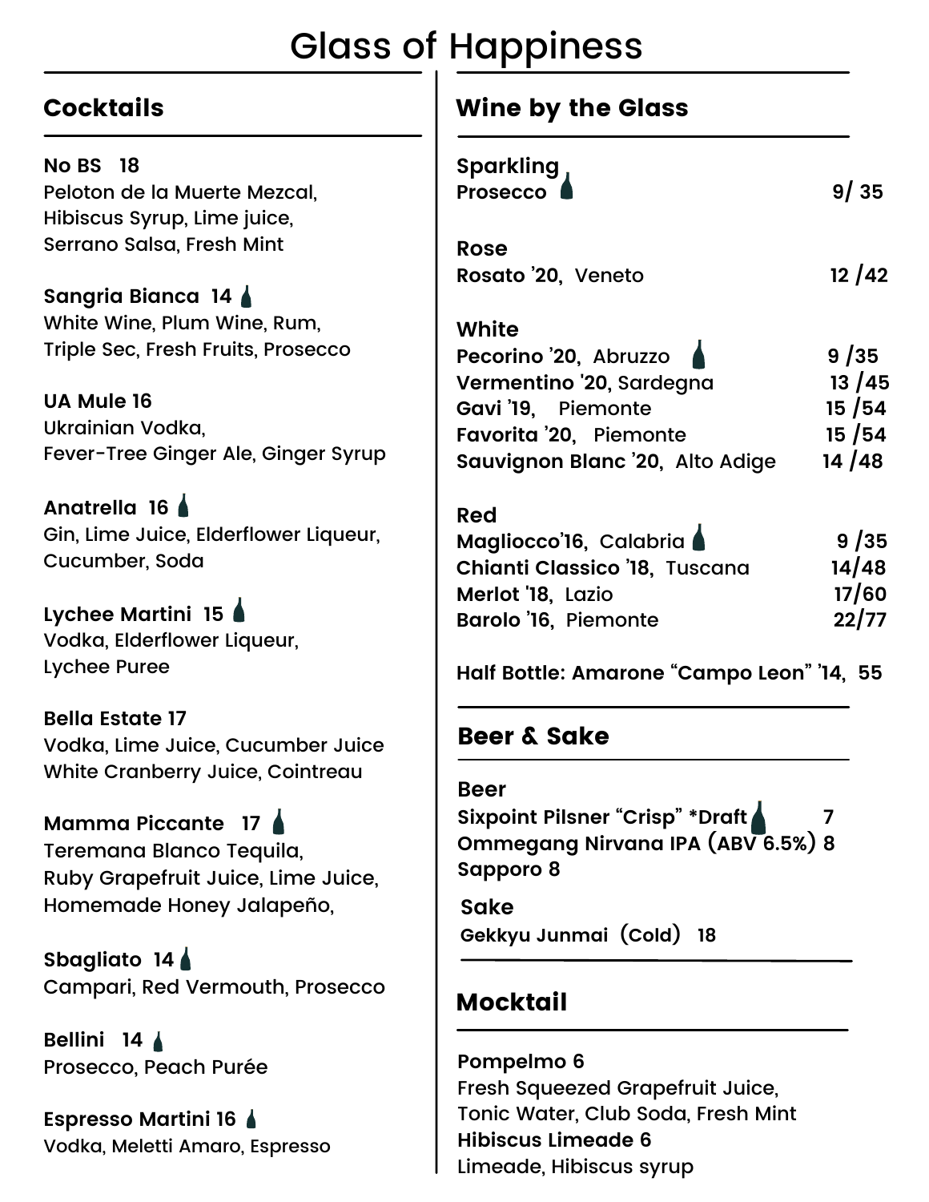# Glass of Happiness

## Cocktails

**No BS 18**
Peloton de la Muerte Mezcal, Hibiscus Syrup, Lime juice, Serrano Salsa, Fresh Mint

**Sangria Bianca 14**
White Wine, Plum Wine, Rum, Triple Sec, Fresh Fruits, Prosecco

**UA Mule 16**
Ukrainian Vodka, Fever-Tree Ginger Ale, Ginger Syrup

**Anatrella 16**
Gin, Lime Juice, Elderflower Liqueur, Cucumber, Soda

**Lychee Martini 15**
Vodka, Elderflower Liqueur, Lychee Puree

**Bella Estate 17**
Vodka, Lime Juice, Cucumber Juice White Cranberry Juice, Cointreau

**Mamma Piccante 17**
Teremana Blanco Tequila, Ruby Grapefruit Juice, Lime Juice, Homemade Honey Jalapeño,

**Sbagliato 14**
Campari, Red Vermouth, Prosecco

**Bellini 14**
Prosecco, Peach Purée

**Espresso Martini 16**
Vodka, Meletti Amaro, Espresso

## Wine by the Glass

**Sparkling**
**Prosecco** 9/ 35

**Rose**
**Rosato '20,** Veneto 12 /42

**White**
**Pecorino '20,** Abruzzo 9 /35
**Vermentino '20,** Sardegna 13 /45
**Gavi '19,** Piemonte 15 /54
**Favorita '20,** Piemonte 15 /54
**Sauvignon Blanc '20,** Alto Adige 14 /48

**Red**
**Magliocco'16,** Calabria 9 /35
**Chianti Classico '18,** Tuscana 14/48
**Merlot '18,** Lazio 17/60
**Barolo '16,** Piemonte 22/77

**Half Bottle: Amarone "Campo Leon" '14, 55**

## Beer & Sake

**Beer**
**Sixpoint Pilsner "Crisp" *Draft** 7
**Ommegang Nirvana IPA (ABV 6.5%) 8**
**Sapporo 8**

**Sake**
**Gekkyu Junmai (Cold) 18**

## Mocktail

**Pompelmo 6**
Fresh Squeezed Grapefruit Juice, Tonic Water, Club Soda, Fresh Mint

**Hibiscus Limeade 6**
Limeade, Hibiscus syrup